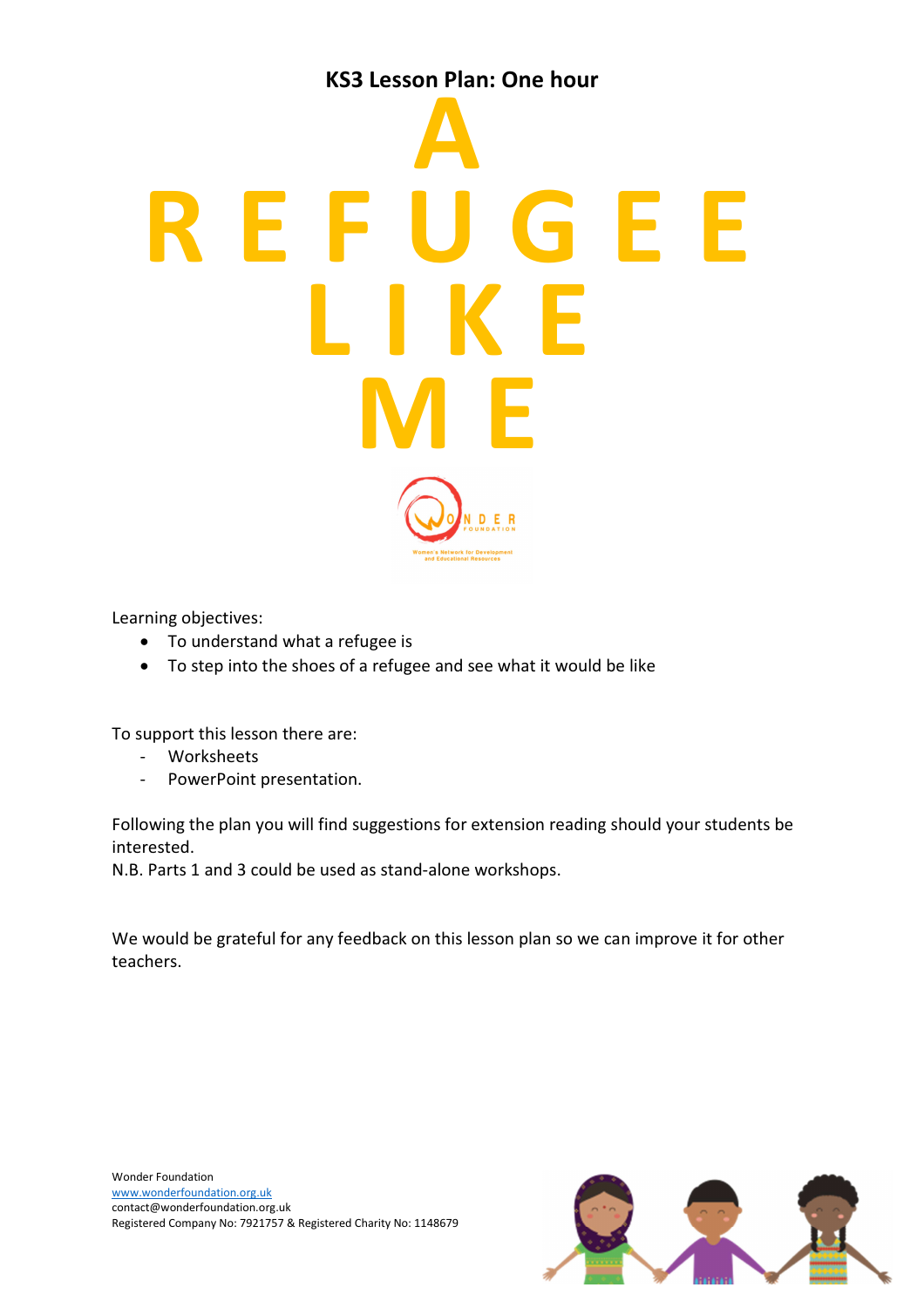**KS3 Lesson Plan: One hour**

# A REFUGEE LIKE ME

Learning objectives:

- To understand what a refugee is
- To step into the shoes of a refugee and see what it would be like

To support this lesson there are:

- Worksheets
- PowerPoint presentation.

Following the plan you will find suggestions for extension reading should your students be interested.
N.B. Parts 1 and 3 could be used as stand-alone workshops.

We would be grateful for any feedback on this lesson plan so we can improve it for other teachers.

Wonder Foundation
www.wonderfoundation.org.uk
contact@wonderfoundation.org.uk
Registered Company No: 7921757 & Registered Charity No: 1148679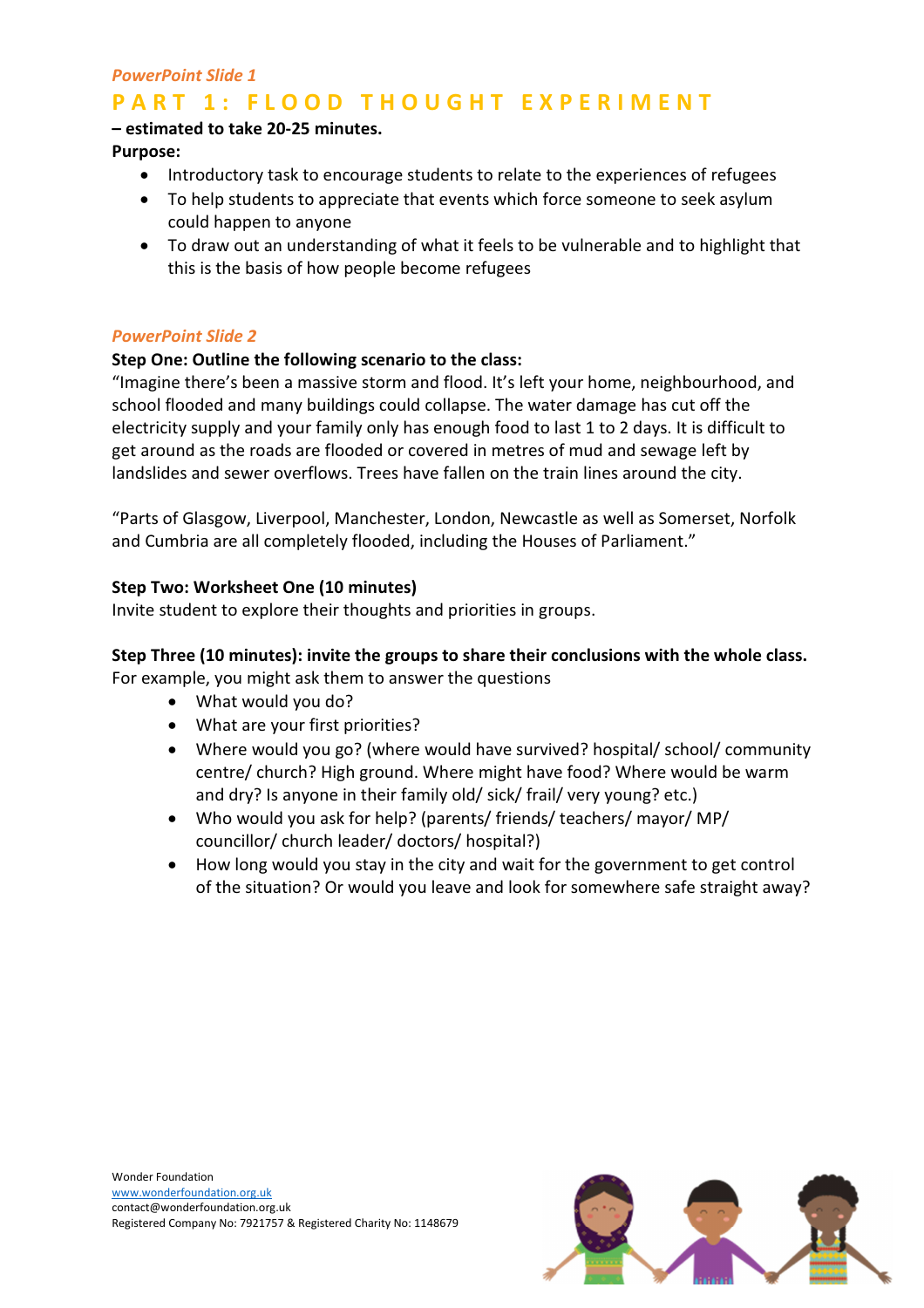*PowerPoint Slide 1*

## PART 1: FLOOD THOUGHT EXPERIMENT

**– estimated to take 20-25 minutes.**

**Purpose:**

- Introductory task to encourage students to relate to the experiences of refugees
- To help students to appreciate that events which force someone to seek asylum could happen to anyone
- To draw out an understanding of what it feels to be vulnerable and to highlight that this is the basis of how people become refugees

*PowerPoint Slide 2*

**Step One: Outline the following scenario to the class:**

"Imagine there's been a massive storm and flood. It's left your home, neighbourhood, and school flooded and many buildings could collapse. The water damage has cut off the electricity supply and your family only has enough food to last 1 to 2 days. It is difficult to get around as the roads are flooded or covered in metres of mud and sewage left by landslides and sewer overflows. Trees have fallen on the train lines around the city.

"Parts of Glasgow, Liverpool, Manchester, London, Newcastle as well as Somerset, Norfolk and Cumbria are all completely flooded, including the Houses of Parliament."

**Step Two: Worksheet One (10 minutes)**

Invite student to explore their thoughts and priorities in groups.

**Step Three (10 minutes): invite the groups to share their conclusions with the whole class.**

For example, you might ask them to answer the questions

- What would you do?
- What are your first priorities?
- Where would you go? (where would have survived? hospital/ school/ community centre/ church? High ground. Where might have food? Where would be warm and dry? Is anyone in their family old/ sick/ frail/ very young? etc.)
- Who would you ask for help? (parents/ friends/ teachers/ mayor/ MP/ councillor/ church leader/ doctors/ hospital?)
- How long would you stay in the city and wait for the government to get control of the situation? Or would you leave and look for somewhere safe straight away?

Wonder Foundation
www.wonderfoundation.org.uk
contact@wonderfoundation.org.uk
Registered Company No: 7921757 & Registered Charity No: 1148679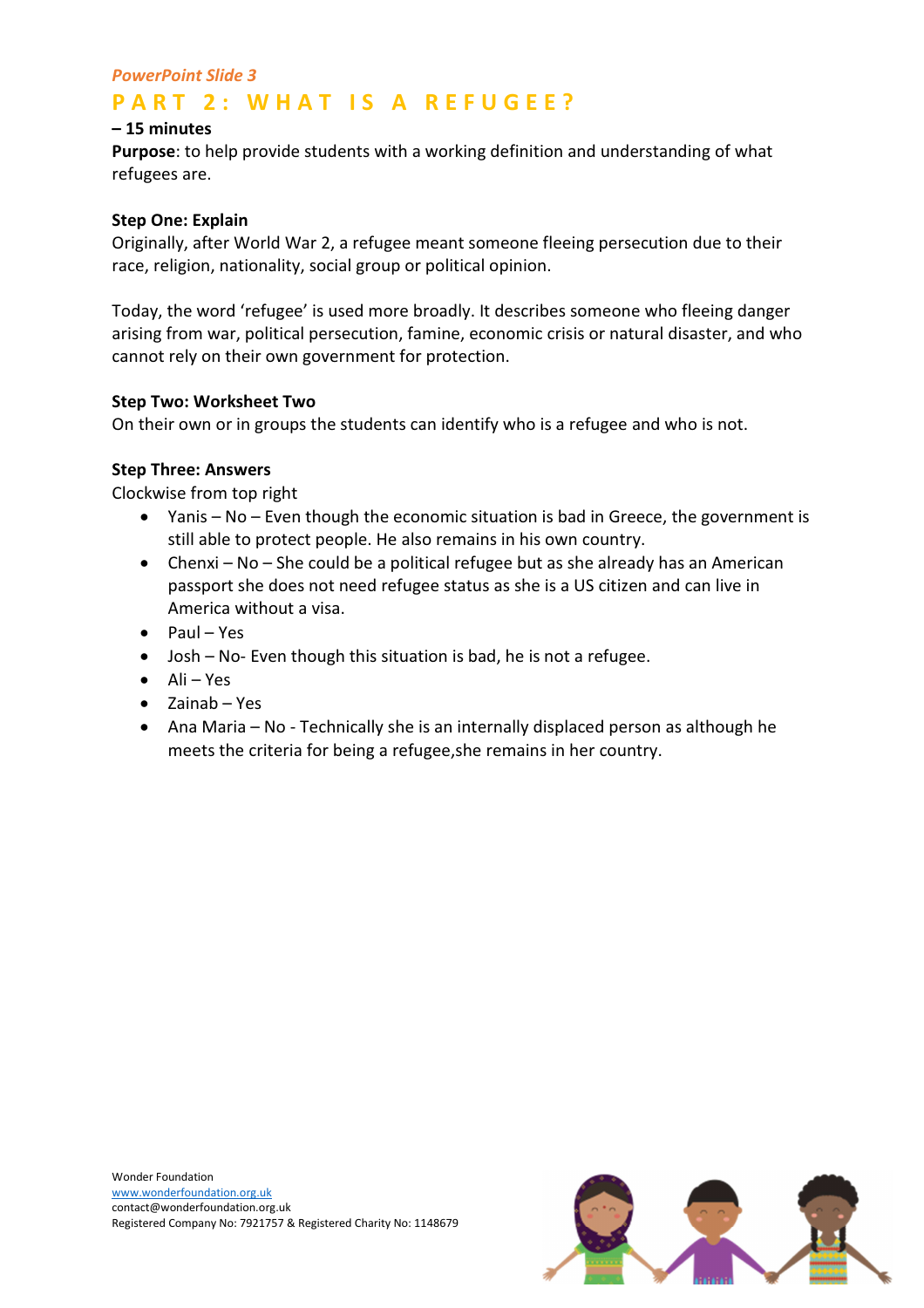*PowerPoint Slide 3*

## PART 2: WHAT IS A REFUGEE?

**– 15 minutes**

**Purpose**: to help provide students with a working definition and understanding of what refugees are.

**Step One: Explain**

Originally, after World War 2, a refugee meant someone fleeing persecution due to their race, religion, nationality, social group or political opinion.

Today, the word 'refugee' is used more broadly. It describes someone who fleeing danger arising from war, political persecution, famine, economic crisis or natural disaster, and who cannot rely on their own government for protection.

**Step Two: Worksheet Two**

On their own or in groups the students can identify who is a refugee and who is not.

**Step Three: Answers**

Clockwise from top right

- Yanis – No – Even though the economic situation is bad in Greece, the government is still able to protect people. He also remains in his own country.
- Chenxi – No – She could be a political refugee but as she already has an American passport she does not need refugee status as she is a US citizen and can live in America without a visa.
- Paul – Yes
- Josh – No- Even though this situation is bad, he is not a refugee.
- Ali – Yes
- Zainab – Yes
- Ana Maria – No - Technically she is an internally displaced person as although he meets the criteria for being a refugee,she remains in her country.

Wonder Foundation
www.wonderfoundation.org.uk
contact@wonderfoundation.org.uk
Registered Company No: 7921757 & Registered Charity No: 1148679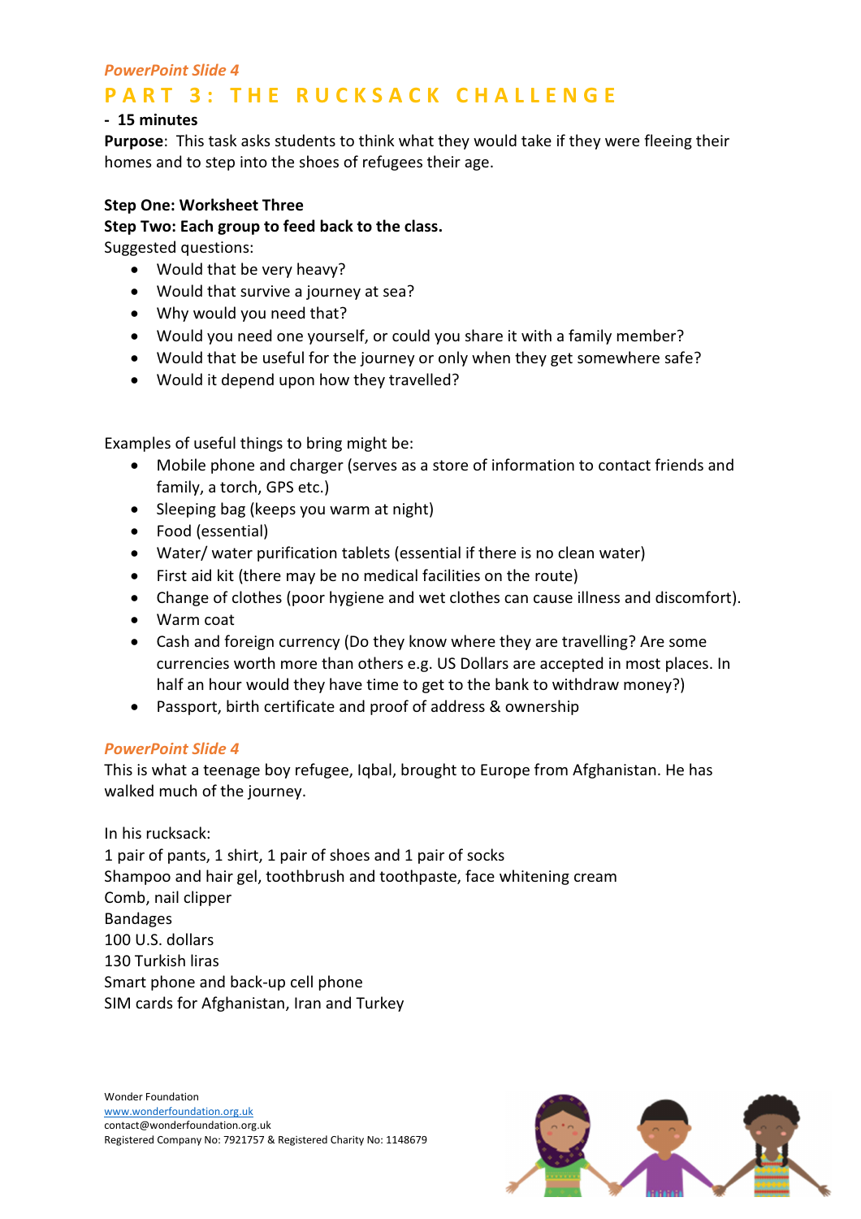*PowerPoint Slide 4*

## PART 3: THE RUCKSACK CHALLENGE

**- 15 minutes**

**Purpose**: This task asks students to think what they would take if they were fleeing their homes and to step into the shoes of refugees their age.

**Step One: Worksheet Three**

**Step Two: Each group to feed back to the class.**

Suggested questions:

- Would that be very heavy?
- Would that survive a journey at sea?
- Why would you need that?
- Would you need one yourself, or could you share it with a family member?
- Would that be useful for the journey or only when they get somewhere safe?
- Would it depend upon how they travelled?

Examples of useful things to bring might be:

- Mobile phone and charger (serves as a store of information to contact friends and family, a torch, GPS etc.)
- Sleeping bag (keeps you warm at night)
- Food (essential)
- Water/ water purification tablets (essential if there is no clean water)
- First aid kit (there may be no medical facilities on the route)
- Change of clothes (poor hygiene and wet clothes can cause illness and discomfort).
- Warm coat
- Cash and foreign currency (Do they know where they are travelling? Are some currencies worth more than others e.g. US Dollars are accepted in most places. In half an hour would they have time to get to the bank to withdraw money?)
- Passport, birth certificate and proof of address & ownership

*PowerPoint Slide 4*

This is what a teenage boy refugee, Iqbal, brought to Europe from Afghanistan. He has walked much of the journey.

In his rucksack:
1 pair of pants, 1 shirt, 1 pair of shoes and 1 pair of socks
Shampoo and hair gel, toothbrush and toothpaste, face whitening cream
Comb, nail clipper
Bandages
100 U.S. dollars
130 Turkish liras
Smart phone and back-up cell phone
SIM cards for Afghanistan, Iran and Turkey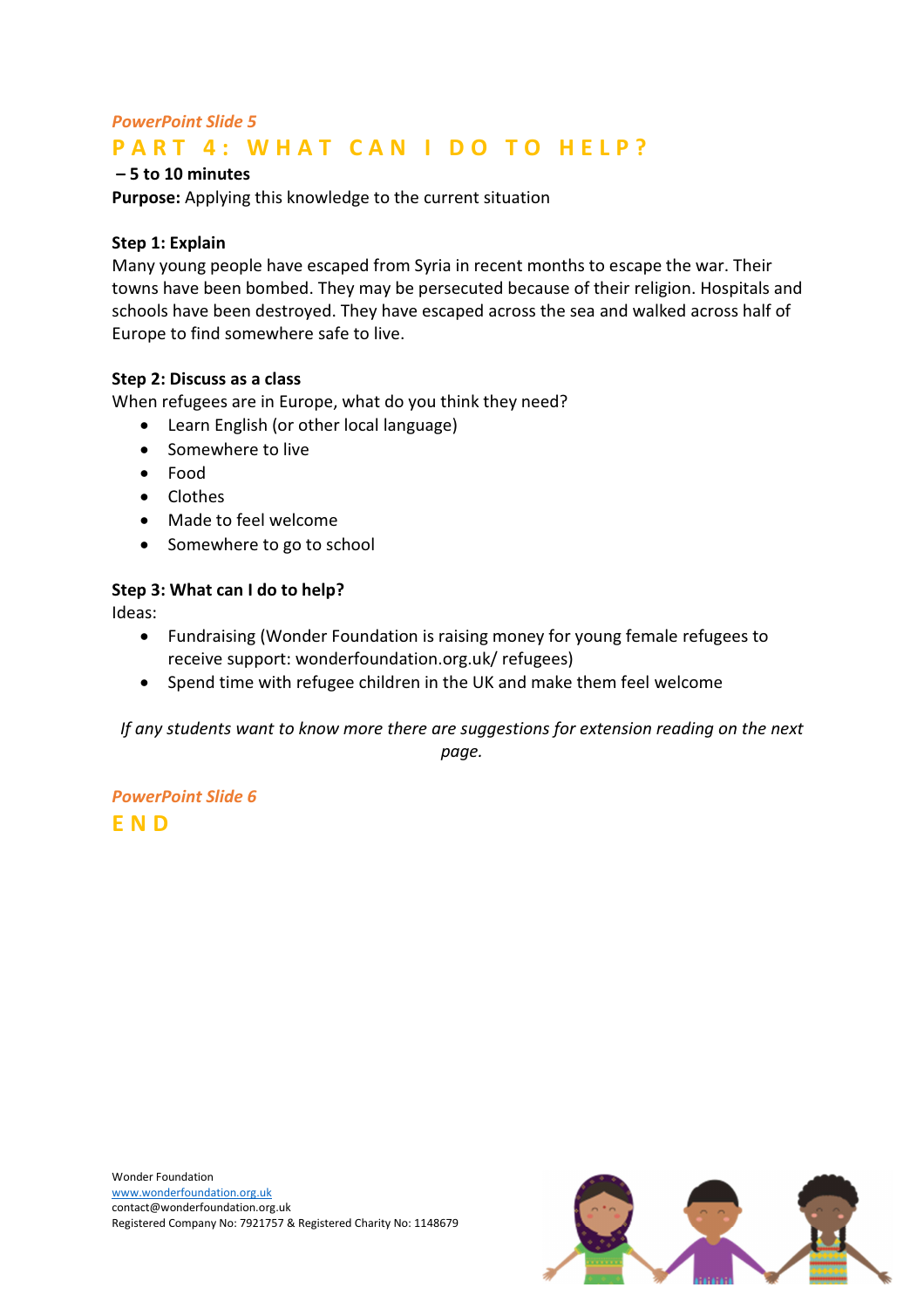*PowerPoint Slide 5*

## PART 4: WHAT CAN I DO TO HELP?

**– 5 to 10 minutes**

**Purpose:** Applying this knowledge to the current situation

**Step 1: Explain**

Many young people have escaped from Syria in recent months to escape the war. Their towns have been bombed. They may be persecuted because of their religion. Hospitals and schools have been destroyed. They have escaped across the sea and walked across half of Europe to find somewhere safe to live.

**Step 2: Discuss as a class**

When refugees are in Europe, what do you think they need?

- Learn English (or other local language)
- Somewhere to live
- Food
- Clothes
- Made to feel welcome
- Somewhere to go to school

**Step 3: What can I do to help?**

Ideas:

- Fundraising (Wonder Foundation is raising money for young female refugees to receive support: wonderfoundation.org.uk/ refugees)
- Spend time with refugee children in the UK and make them feel welcome

*If any students want to know more there are suggestions for extension reading on the next page.*

*PowerPoint Slide 6*

## END

Wonder Foundation
www.wonderfoundation.org.uk
contact@wonderfoundation.org.uk
Registered Company No: 7921757 & Registered Charity No: 1148679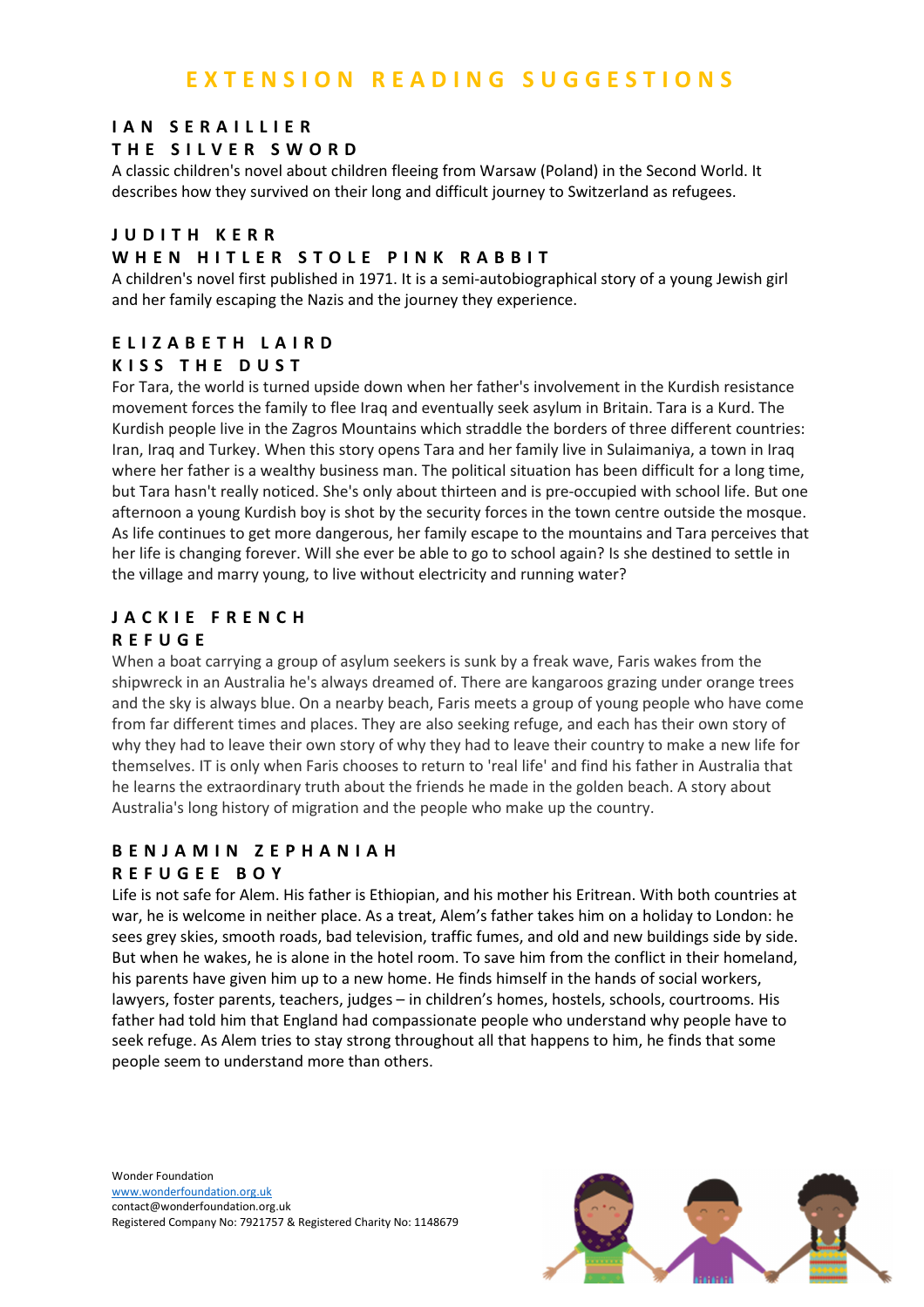# EXTENSION READING SUGGESTIONS

## IAN SERAILLIER
### THE SILVER SWORD

A classic children's novel about children fleeing from Warsaw (Poland) in the Second World. It describes how they survived on their long and difficult journey to Switzerland as refugees.

## JUDITH KERR
### WHEN HITLER STOLE PINK RABBIT

A children's novel first published in 1971. It is a semi-autobiographical story of a young Jewish girl and her family escaping the Nazis and the journey they experience.

## ELIZABETH LAIRD
### KISS THE DUST

For Tara, the world is turned upside down when her father's involvement in the Kurdish resistance movement forces the family to flee Iraq and eventually seek asylum in Britain. Tara is a Kurd. The Kurdish people live in the Zagros Mountains which straddle the borders of three different countries: Iran, Iraq and Turkey. When this story opens Tara and her family live in Sulaimaniya, a town in Iraq where her father is a wealthy business man. The political situation has been difficult for a long time, but Tara hasn't really noticed. She's only about thirteen and is pre-occupied with school life. But one afternoon a young Kurdish boy is shot by the security forces in the town centre outside the mosque. As life continues to get more dangerous, her family escape to the mountains and Tara perceives that her life is changing forever. Will she ever be able to go to school again? Is she destined to settle in the village and marry young, to live without electricity and running water?

## JACKIE FRENCH
### REFUGE

When a boat carrying a group of asylum seekers is sunk by a freak wave, Faris wakes from the shipwreck in an Australia he's always dreamed of. There are kangaroos grazing under orange trees and the sky is always blue. On a nearby beach, Faris meets a group of young people who have come from far different times and places. They are also seeking refuge, and each has their own story of why they had to leave their own story of why they had to leave their country to make a new life for themselves. IT is only when Faris chooses to return to 'real life' and find his father in Australia that he learns the extraordinary truth about the friends he made in the golden beach. A story about Australia's long history of migration and the people who make up the country.

## BENJAMIN ZEPHANIAH
### REFUGEE BOY

Life is not safe for Alem. His father is Ethiopian, and his mother his Eritrean. With both countries at war, he is welcome in neither place. As a treat, Alem's father takes him on a holiday to London: he sees grey skies, smooth roads, bad television, traffic fumes, and old and new buildings side by side. But when he wakes, he is alone in the hotel room. To save him from the conflict in their homeland, his parents have given him up to a new home. He finds himself in the hands of social workers, lawyers, foster parents, teachers, judges – in children's homes, hostels, schools, courtrooms. His father had told him that England had compassionate people who understand why people have to seek refuge. As Alem tries to stay strong throughout all that happens to him, he finds that some people seem to understand more than others.

Wonder Foundation
www.wonderfoundation.org.uk
contact@wonderfoundation.org.uk
Registered Company No: 7921757 & Registered Charity No: 1148679